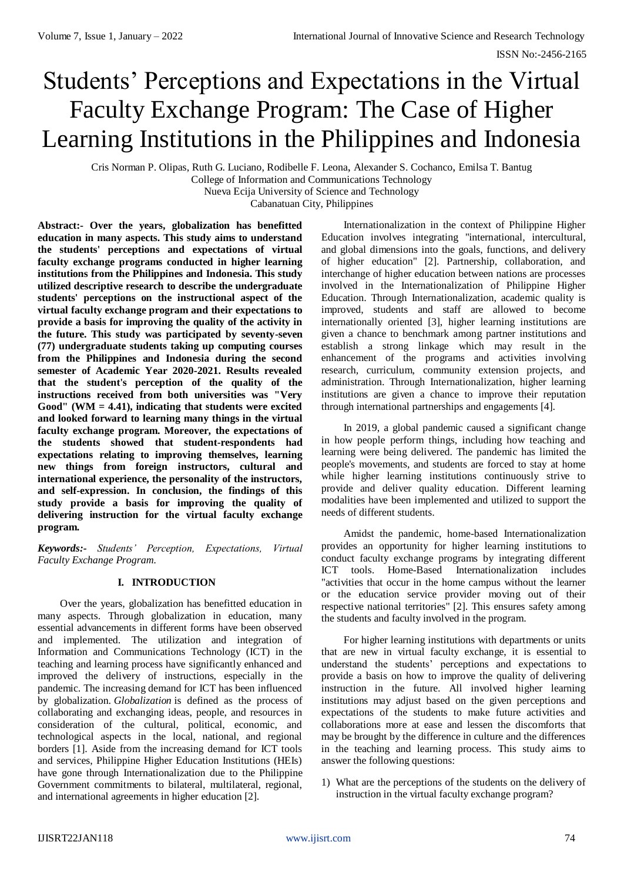# Students' Perceptions and Expectations in the Virtual Faculty Exchange Program: The Case of Higher Learning Institutions in the Philippines and Indonesia

Cris Norman P. Olipas, Ruth G. Luciano, Rodibelle F. Leona, Alexander S. Cochanco, Emilsa T. Bantug
College of Information and Communications Technology
Nueva Ecija University of Science and Technology
Cabanatuan City, Philippines

**Abstract:- Over the years, globalization has benefitted education in many aspects. This study aims to understand the students' perceptions and expectations of virtual faculty exchange programs conducted in higher learning institutions from the Philippines and Indonesia. This study utilized descriptive research to describe the undergraduate students' perceptions on the instructional aspect of the virtual faculty exchange program and their expectations to provide a basis for improving the quality of the activity in the future. This study was participated by seventy-seven (77) undergraduate students taking up computing courses from the Philippines and Indonesia during the second semester of Academic Year 2020-2021. Results revealed that the student's perception of the quality of the instructions received from both universities was "Very Good" (WM = 4.41), indicating that students were excited and looked forward to learning many things in the virtual faculty exchange program. Moreover, the expectations of the students showed that student-respondents had expectations relating to improving themselves, learning new things from foreign instructors, cultural and international experience, the personality of the instructors, and self-expression. In conclusion, the findings of this study provide a basis for improving the quality of delivering instruction for the virtual faculty exchange program.**

***Keywords:-*** *Students' Perception, Expectations, Virtual Faculty Exchange Program.*

## I. INTRODUCTION

Over the years, globalization has benefitted education in many aspects. Through globalization in education, many essential advancements in different forms have been observed and implemented. The utilization and integration of Information and Communications Technology (ICT) in the teaching and learning process have significantly enhanced and improved the delivery of instructions, especially in the pandemic. The increasing demand for ICT has been influenced by globalization. *Globalization* is defined as the process of collaborating and exchanging ideas, people, and resources in consideration of the cultural, political, economic, and technological aspects in the local, national, and regional borders [1]. Aside from the increasing demand for ICT tools and services, Philippine Higher Education Institutions (HEIs) have gone through Internationalization due to the Philippine Government commitments to bilateral, multilateral, regional, and international agreements in higher education [2].

Internationalization in the context of Philippine Higher Education involves integrating "international, intercultural, and global dimensions into the goals, functions, and delivery of higher education" [2]. Partnership, collaboration, and interchange of higher education between nations are processes involved in the Internationalization of Philippine Higher Education. Through Internationalization, academic quality is improved, students and staff are allowed to become internationally oriented [3], higher learning institutions are given a chance to benchmark among partner institutions and establish a strong linkage which may result in the enhancement of the programs and activities involving research, curriculum, community extension projects, and administration. Through Internationalization, higher learning institutions are given a chance to improve their reputation through international partnerships and engagements [4].

In 2019, a global pandemic caused a significant change in how people perform things, including how teaching and learning were being delivered. The pandemic has limited the people's movements, and students are forced to stay at home while higher learning institutions continuously strive to provide and deliver quality education. Different learning modalities have been implemented and utilized to support the needs of different students.

Amidst the pandemic, home-based Internationalization provides an opportunity for higher learning institutions to conduct faculty exchange programs by integrating different ICT tools. Home-Based Internationalization includes "activities that occur in the home campus without the learner or the education service provider moving out of their respective national territories" [2]. This ensures safety among the students and faculty involved in the program.

For higher learning institutions with departments or units that are new in virtual faculty exchange, it is essential to understand the students' perceptions and expectations to provide a basis on how to improve the quality of delivering instruction in the future. All involved higher learning institutions may adjust based on the given perceptions and expectations of the students to make future activities and collaborations more at ease and lessen the discomforts that may be brought by the difference in culture and the differences in the teaching and learning process. This study aims to answer the following questions:

1) What are the perceptions of the students on the delivery of instruction in the virtual faculty exchange program?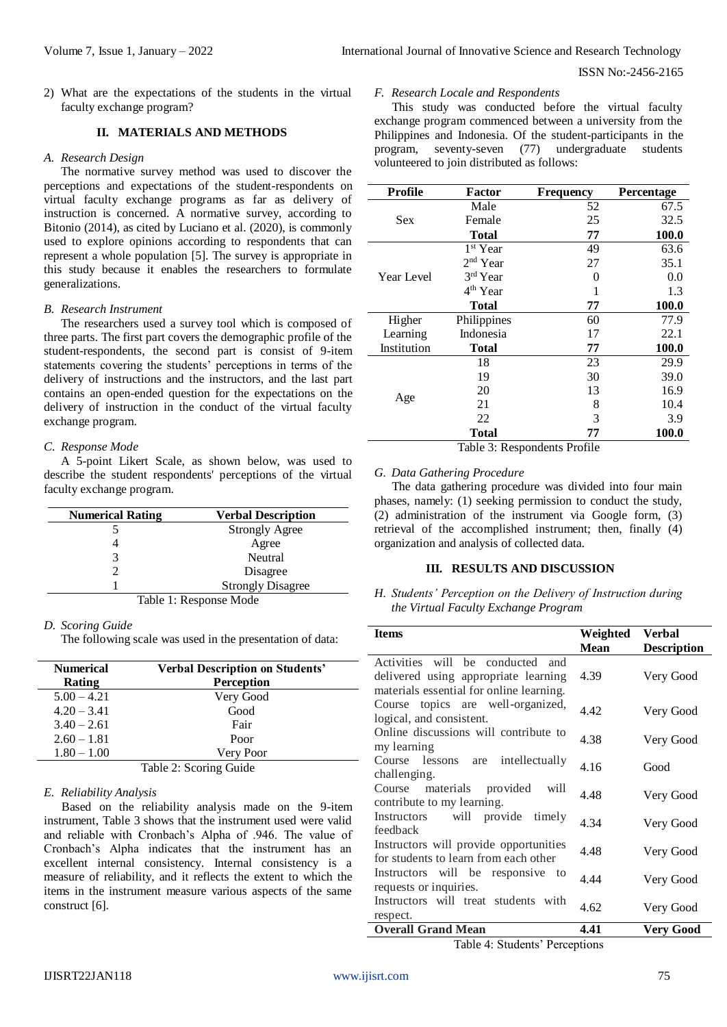2) What are the expectations of the students in the virtual faculty exchange program?

## II. MATERIALS AND METHODS

### *A. Research Design*

The normative survey method was used to discover the perceptions and expectations of the student-respondents on virtual faculty exchange programs as far as delivery of instruction is concerned. A normative survey, according to Bitonio (2014), as cited by Luciano et al. (2020), is commonly used to explore opinions according to respondents that can represent a whole population [5]. The survey is appropriate in this study because it enables the researchers to formulate generalizations.

### *B. Research Instrument*

The researchers used a survey tool which is composed of three parts. The first part covers the demographic profile of the student-respondents, the second part is consist of 9-item statements covering the students' perceptions in terms of the delivery of instructions and the instructors, and the last part contains an open-ended question for the expectations on the delivery of instruction in the conduct of the virtual faculty exchange program.

### *C. Response Mode*

A 5-point Likert Scale, as shown below, was used to describe the student respondents' perceptions of the virtual faculty exchange program.

| Numerical Rating | Verbal Description |
|---|---|
| 5 | Strongly Agree |
| 4 | Agree |
| 3 | Neutral |
| 2 | Disagree |
| 1 | Strongly Disagree |

Table 1: Response Mode

### *D. Scoring Guide*

The following scale was used in the presentation of data:

| Numerical Rating | Verbal Description on Students' Perception |
|---|---|
| 5.00 – 4.21 | Very Good |
| 4.20 – 3.41 | Good |
| 3.40 – 2.61 | Fair |
| 2.60 – 1.81 | Poor |
| 1.80 – 1.00 | Very Poor |

Table 2: Scoring Guide

### *E. Reliability Analysis*

Based on the reliability analysis made on the 9-item instrument, Table 3 shows that the instrument used were valid and reliable with Cronbach's Alpha of .946. The value of Cronbach's Alpha indicates that the instrument has an excellent internal consistency. Internal consistency is a measure of reliability, and it reflects the extent to which the items in the instrument measure various aspects of the same construct [6].

### *F. Research Locale and Respondents*

This study was conducted before the virtual faculty exchange program commenced between a university from the Philippines and Indonesia. Of the student-participants in the program, seventy-seven (77) undergraduate students volunteered to join distributed as follows:

| Profile | Factor | Frequency | Percentage |
|---|---|---|---|
| Sex | Male | 52 | 67.5 |
| | Female | 25 | 32.5 |
| | **Total** | **77** | **100.0** |
| Year Level | 1st Year | 49 | 63.6 |
| | 2nd Year | 27 | 35.1 |
| | 3rd Year | 0 | 0.0 |
| | 4th Year | 1 | 1.3 |
| | **Total** | **77** | **100.0** |
| Higher Learning Institution | Philippines | 60 | 77.9 |
| | Indonesia | 17 | 22.1 |
| | **Total** | **77** | **100.0** |
| Age | 18 | 23 | 29.9 |
| | 19 | 30 | 39.0 |
| | 20 | 13 | 16.9 |
| | 21 | 8 | 10.4 |
| | 22 | 3 | 3.9 |
| | **Total** | **77** | **100.0** |

Table 3: Respondents Profile

### *G. Data Gathering Procedure*

The data gathering procedure was divided into four main phases, namely: (1) seeking permission to conduct the study, (2) administration of the instrument via Google form, (3) retrieval of the accomplished instrument; then, finally (4) organization and analysis of collected data.

## III. RESULTS AND DISCUSSION

### *H. Students' Perception on the Delivery of Instruction during the Virtual Faculty Exchange Program*

| Items | Weighted Mean | Verbal Description |
|---|---|---|
| Activities will be conducted and delivered using appropriate learning materials essential for online learning. | 4.39 | Very Good |
| Course topics are well-organized, logical, and consistent. | 4.42 | Very Good |
| Online discussions will contribute to my learning | 4.38 | Very Good |
| Course lessons are intellectually challenging. | 4.16 | Good |
| Course materials provided will contribute to my learning. | 4.48 | Very Good |
| Instructors will provide timely feedback | 4.34 | Very Good |
| Instructors will provide opportunities for students to learn from each other | 4.48 | Very Good |
| Instructors will be responsive to requests or inquiries. | 4.44 | Very Good |
| Instructors will treat students with respect. | 4.62 | Very Good |
| **Overall Grand Mean** | **4.41** | **Very Good** |

Table 4: Students' Perceptions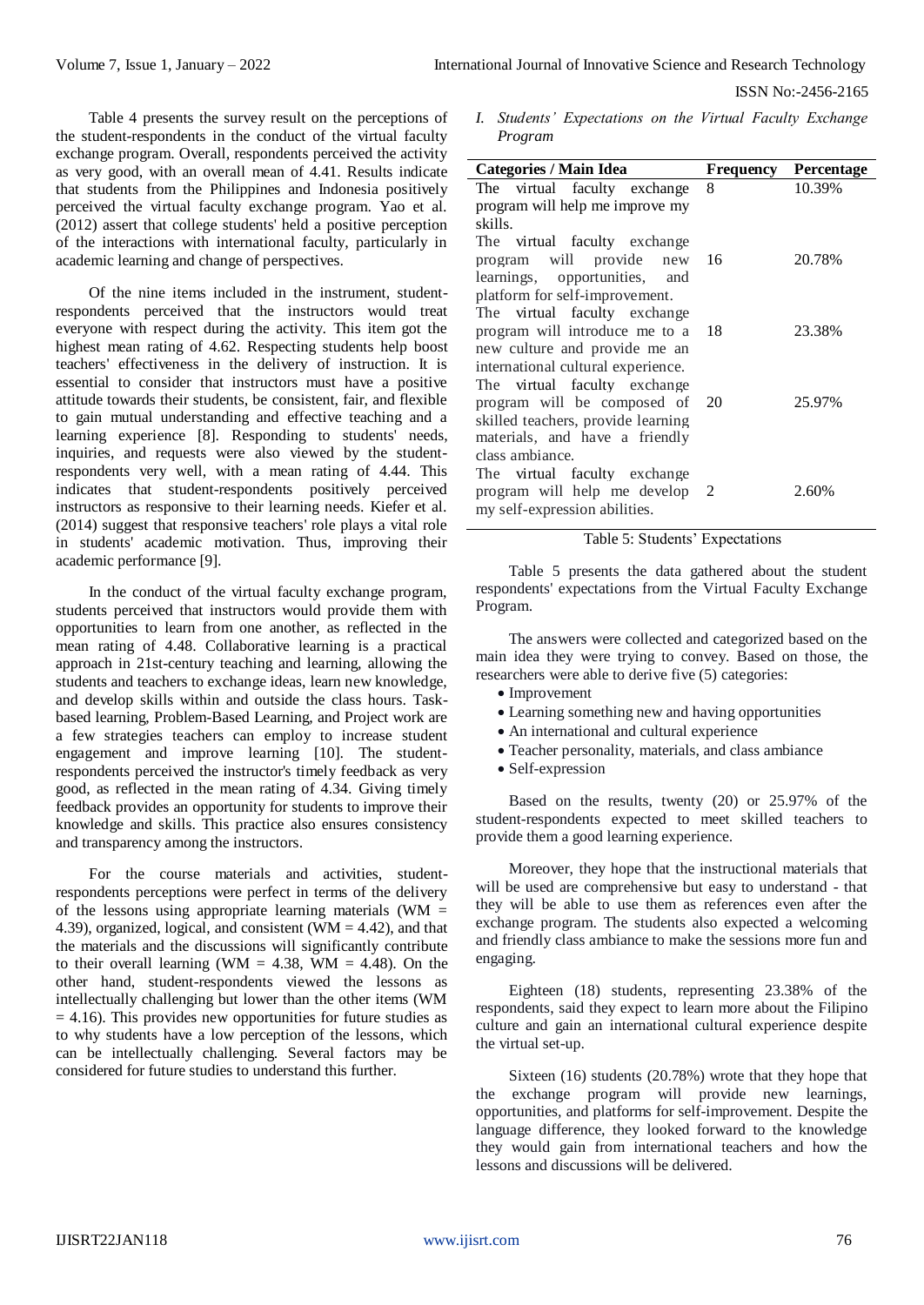Table 4 presents the survey result on the perceptions of the student-respondents in the conduct of the virtual faculty exchange program. Overall, respondents perceived the activity as very good, with an overall mean of 4.41. Results indicate that students from the Philippines and Indonesia positively perceived the virtual faculty exchange program. Yao et al. (2012) assert that college students' held a positive perception of the interactions with international faculty, particularly in academic learning and change of perspectives.

Of the nine items included in the instrument, student-respondents perceived that the instructors would treat everyone with respect during the activity. This item got the highest mean rating of 4.62. Respecting students help boost teachers' effectiveness in the delivery of instruction. It is essential to consider that instructors must have a positive attitude towards their students, be consistent, fair, and flexible to gain mutual understanding and effective teaching and a learning experience [8]. Responding to students' needs, inquiries, and requests were also viewed by the student-respondents very well, with a mean rating of 4.44. This indicates that student-respondents positively perceived instructors as responsive to their learning needs. Kiefer et al. (2014) suggest that responsive teachers' role plays a vital role in students' academic motivation. Thus, improving their academic performance [9].

In the conduct of the virtual faculty exchange program, students perceived that instructors would provide them with opportunities to learn from one another, as reflected in the mean rating of 4.48. Collaborative learning is a practical approach in 21st-century teaching and learning, allowing the students and teachers to exchange ideas, learn new knowledge, and develop skills within and outside the class hours. Task-based learning, Problem-Based Learning, and Project work are a few strategies teachers can employ to increase student engagement and improve learning [10]. The student-respondents perceived the instructor's timely feedback as very good, as reflected in the mean rating of 4.34. Giving timely feedback provides an opportunity for students to improve their knowledge and skills. This practice also ensures consistency and transparency among the instructors.

For the course materials and activities, student-respondents perceptions were perfect in terms of the delivery of the lessons using appropriate learning materials (WM = 4.39), organized, logical, and consistent (WM = 4.42), and that the materials and the discussions will significantly contribute to their overall learning (WM = 4.38, WM = 4.48). On the other hand, student-respondents viewed the lessons as intellectually challenging but lower than the other items (WM = 4.16). This provides new opportunities for future studies as to why students have a low perception of the lessons, which can be intellectually challenging. Several factors may be considered for future studies to understand this further.

*I. Students' Expectations on the Virtual Faculty Exchange Program*

| Categories / Main Idea | Frequency | Percentage |
|---|---|---|
| The virtual faculty exchange program will help me improve my skills. | 8 | 10.39% |
| The virtual faculty exchange program will provide new learnings, opportunities, and platform for self-improvement. | 16 | 20.78% |
| The virtual faculty exchange program will introduce me to a new culture and provide me an international cultural experience. | 18 | 23.38% |
| The virtual faculty exchange program will be composed of skilled teachers, provide learning materials, and have a friendly class ambiance. | 20 | 25.97% |
| The virtual faculty exchange program will help me develop my self-expression abilities. | 2 | 2.60% |

Table 5: Students' Expectations

Table 5 presents the data gathered about the student respondents' expectations from the Virtual Faculty Exchange Program.

The answers were collected and categorized based on the main idea they were trying to convey. Based on those, the researchers were able to derive five (5) categories:

- Improvement
- Learning something new and having opportunities
- An international and cultural experience
- Teacher personality, materials, and class ambiance
- Self-expression

Based on the results, twenty (20) or 25.97% of the student-respondents expected to meet skilled teachers to provide them a good learning experience.

Moreover, they hope that the instructional materials that will be used are comprehensive but easy to understand - that they will be able to use them as references even after the exchange program. The students also expected a welcoming and friendly class ambiance to make the sessions more fun and engaging.

Eighteen (18) students, representing 23.38% of the respondents, said they expect to learn more about the Filipino culture and gain an international cultural experience despite the virtual set-up.

Sixteen (16) students (20.78%) wrote that they hope that the exchange program will provide new learnings, opportunities, and platforms for self-improvement. Despite the language difference, they looked forward to the knowledge they would gain from international teachers and how the lessons and discussions will be delivered.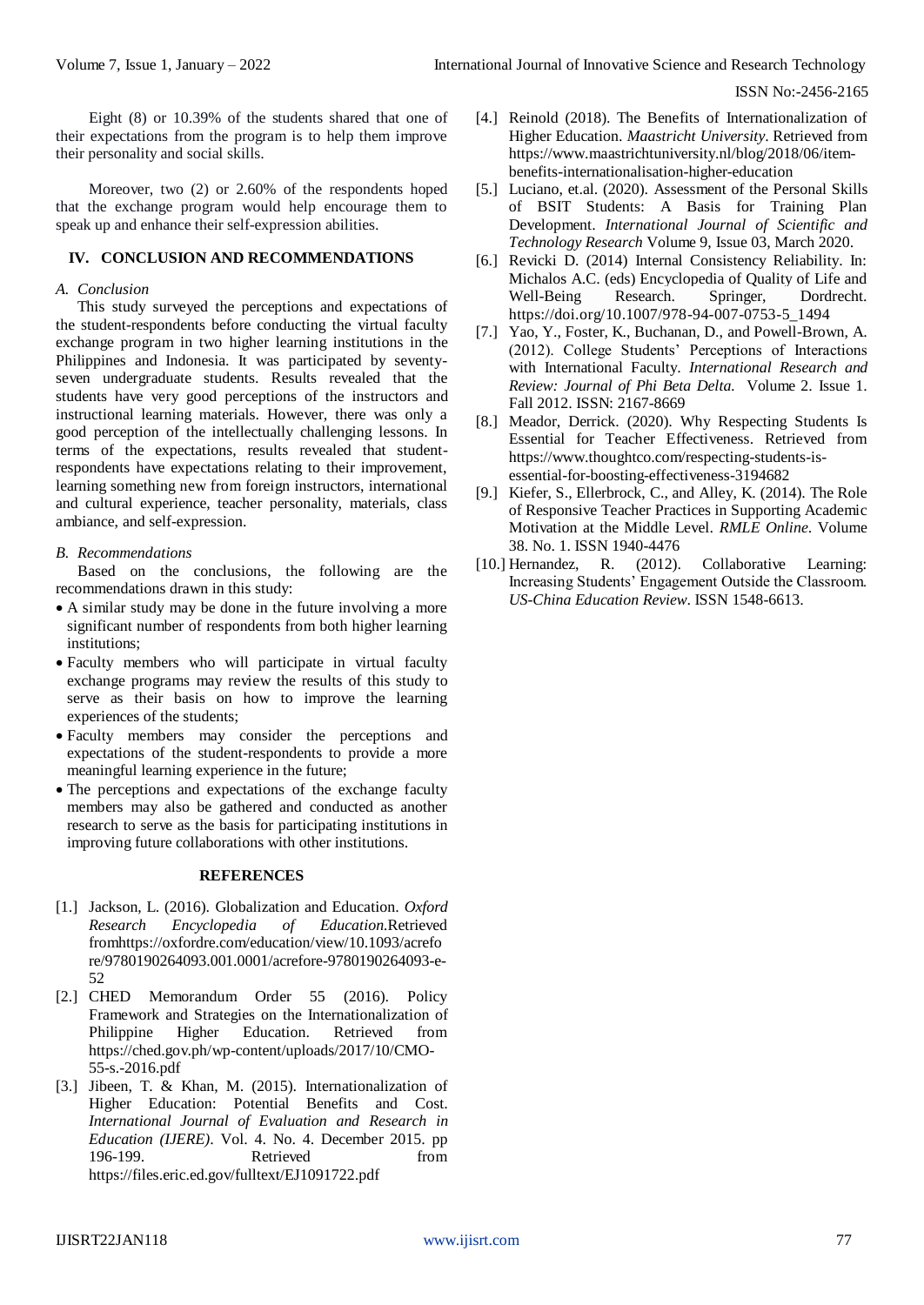Eight (8) or 10.39% of the students shared that one of their expectations from the program is to help them improve their personality and social skills.

Moreover, two (2) or 2.60% of the respondents hoped that the exchange program would help encourage them to speak up and enhance their self-expression abilities.

## IV. CONCLUSION AND RECOMMENDATIONS

### *A. Conclusion*

This study surveyed the perceptions and expectations of the student-respondents before conducting the virtual faculty exchange program in two higher learning institutions in the Philippines and Indonesia. It was participated by seventy-seven undergraduate students. Results revealed that the students have very good perceptions of the instructors and instructional learning materials. However, there was only a good perception of the intellectually challenging lessons. In terms of the expectations, results revealed that student-respondents have expectations relating to their improvement, learning something new from foreign instructors, international and cultural experience, teacher personality, materials, class ambiance, and self-expression.

### *B. Recommendations*

Based on the conclusions, the following are the recommendations drawn in this study:

- A similar study may be done in the future involving a more significant number of respondents from both higher learning institutions;
- Faculty members who will participate in virtual faculty exchange programs may review the results of this study to serve as their basis on how to improve the learning experiences of the students;
- Faculty members may consider the perceptions and expectations of the student-respondents to provide a more meaningful learning experience in the future;
- The perceptions and expectations of the exchange faculty members may also be gathered and conducted as another research to serve as the basis for participating institutions in improving future collaborations with other institutions.

## REFERENCES

[1.] Jackson, L. (2016). Globalization and Education. *Oxford Research Encyclopedia of Education.*Retrieved fromhttps://oxfordre.com/education/view/10.1093/acrefore/9780190264093.001.0001/acrefore-9780190264093-e-52

[2.] CHED Memorandum Order 55 (2016). Policy Framework and Strategies on the Internationalization of Philippine Higher Education. Retrieved from https://ched.gov.ph/wp-content/uploads/2017/10/CMO-55-s.-2016.pdf

[3.] Jibeen, T. & Khan, M. (2015). Internationalization of Higher Education: Potential Benefits and Cost. *International Journal of Evaluation and Research in Education (IJERE)*. Vol. 4. No. 4. December 2015. pp 196-199. Retrieved from https://files.eric.ed.gov/fulltext/EJ1091722.pdf

[4.] Reinold (2018). The Benefits of Internationalization of Higher Education. *Maastricht University*. Retrieved from https://www.maastrichtuniversity.nl/blog/2018/06/item-benefits-internationalisation-higher-education

[5.] Luciano, et.al. (2020). Assessment of the Personal Skills of BSIT Students: A Basis for Training Plan Development. *International Journal of Scientific and Technology Research* Volume 9, Issue 03, March 2020.

[6.] Revicki D. (2014) Internal Consistency Reliability. In: Michalos A.C. (eds) Encyclopedia of Quality of Life and Well-Being Research. Springer, Dordrecht. https://doi.org/10.1007/978-94-007-0753-5_1494

[7.] Yao, Y., Foster, K., Buchanan, D., and Powell-Brown, A. (2012). College Students' Perceptions of Interactions with International Faculty. *International Research and Review: Journal of Phi Beta Delta.* Volume 2. Issue 1. Fall 2012. ISSN: 2167-8669

[8.] Meador, Derrick. (2020). Why Respecting Students Is Essential for Teacher Effectiveness. Retrieved from https://www.thoughtco.com/respecting-students-is-essential-for-boosting-effectiveness-3194682

[9.] Kiefer, S., Ellerbrock, C., and Alley, K. (2014). The Role of Responsive Teacher Practices in Supporting Academic Motivation at the Middle Level. *RMLE Online*. Volume 38. No. 1. ISSN 1940-4476

[10.] Hernandez, R. (2012). Collaborative Learning: Increasing Students' Engagement Outside the Classroom. *US-China Education Review*. ISSN 1548-6613.